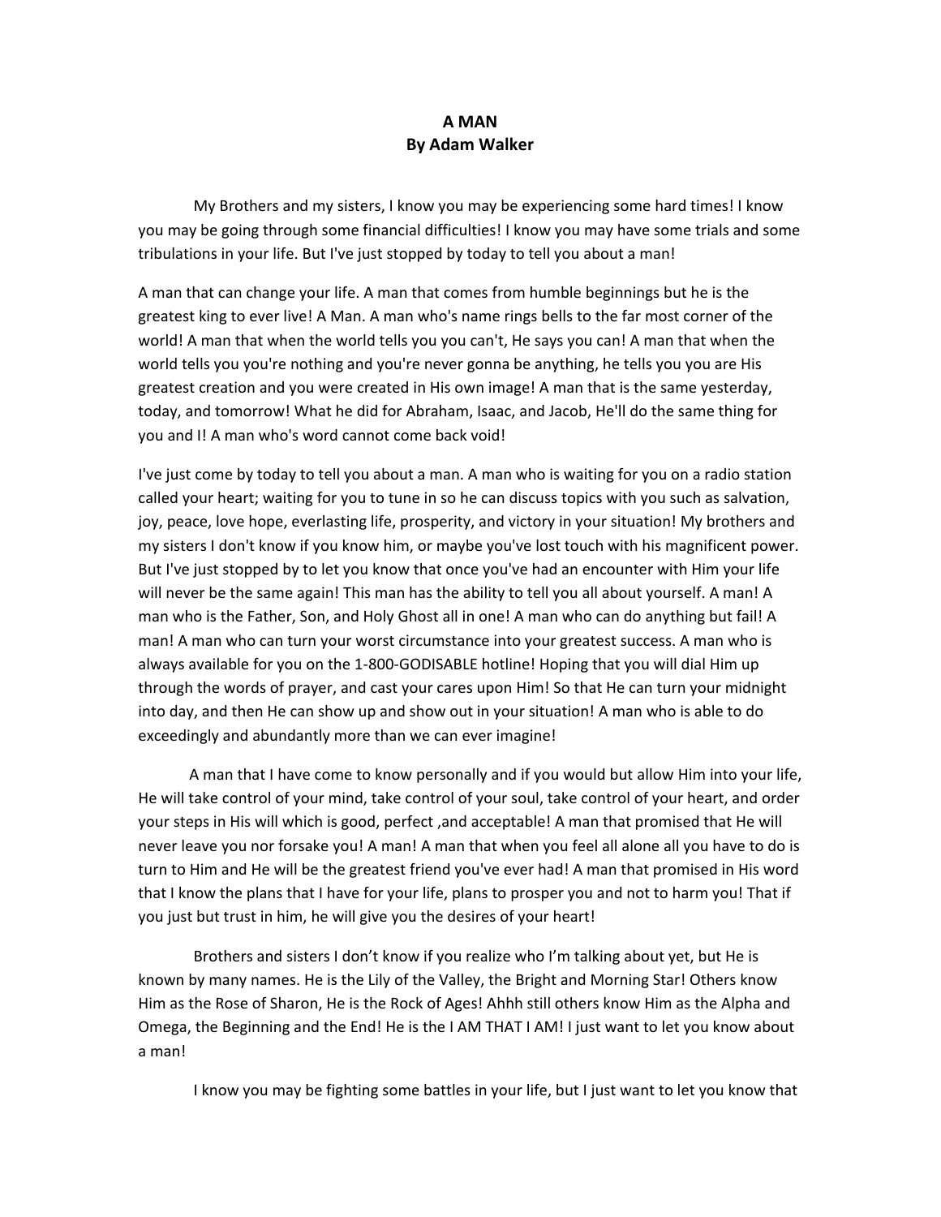**A MAN**
**By Adam Walker**

My Brothers and my sisters, I know you may be experiencing some hard times! I know you may be going through some financial difficulties! I know you may have some trials and some tribulations in your life. But I've just stopped by today to tell you about a man!

A man that can change your life. A man that comes from humble beginnings but he is the greatest king to ever live! A Man. A man who's name rings bells to the far most corner of the world! A man that when the world tells you you can't, He says you can! A man that when the world tells you you're nothing and you're never gonna be anything, he tells you you are His greatest creation and you were created in His own image! A man that is the same yesterday, today, and tomorrow! What he did for Abraham, Isaac, and Jacob, He'll do the same thing for you and I! A man who's word cannot come back void!

I've just come by today to tell you about a man. A man who is waiting for you on a radio station called your heart; waiting for you to tune in so he can discuss topics with you such as salvation, joy, peace, love hope, everlasting life, prosperity, and victory in your situation! My brothers and my sisters I don't know if you know him, or maybe you've lost touch with his magnificent power. But I've just stopped by to let you know that once you've had an encounter with Him your life will never be the same again! This man has the ability to tell you all about yourself. A man! A man who is the Father, Son, and Holy Ghost all in one! A man who can do anything but fail! A man! A man who can turn your worst circumstance into your greatest success. A man who is always available for you on the 1-800-GODISABLE hotline! Hoping that you will dial Him up through the words of prayer, and cast your cares upon Him! So that He can turn your midnight into day, and then He can show up and show out in your situation! A man who is able to do exceedingly and abundantly more than we can ever imagine!

A man that I have come to know personally and if you would but allow Him into your life, He will take control of your mind, take control of your soul, take control of your heart, and order your steps in His will which is good, perfect ,and acceptable! A man that promised that He will never leave you nor forsake you! A man! A man that when you feel all alone all you have to do is turn to Him and He will be the greatest friend you've ever had! A man that promised in His word that I know the plans that I have for your life, plans to prosper you and not to harm you! That if you just but trust in him, he will give you the desires of your heart!

Brothers and sisters I don't know if you realize who I'm talking about yet, but He is known by many names. He is the Lily of the Valley, the Bright and Morning Star! Others know Him as the Rose of Sharon, He is the Rock of Ages! Ahhh still others know Him as the Alpha and Omega, the Beginning and the End! He is the I AM THAT I AM! I just want to let you know about a man!

I know you may be fighting some battles in your life, but I just want to let you know that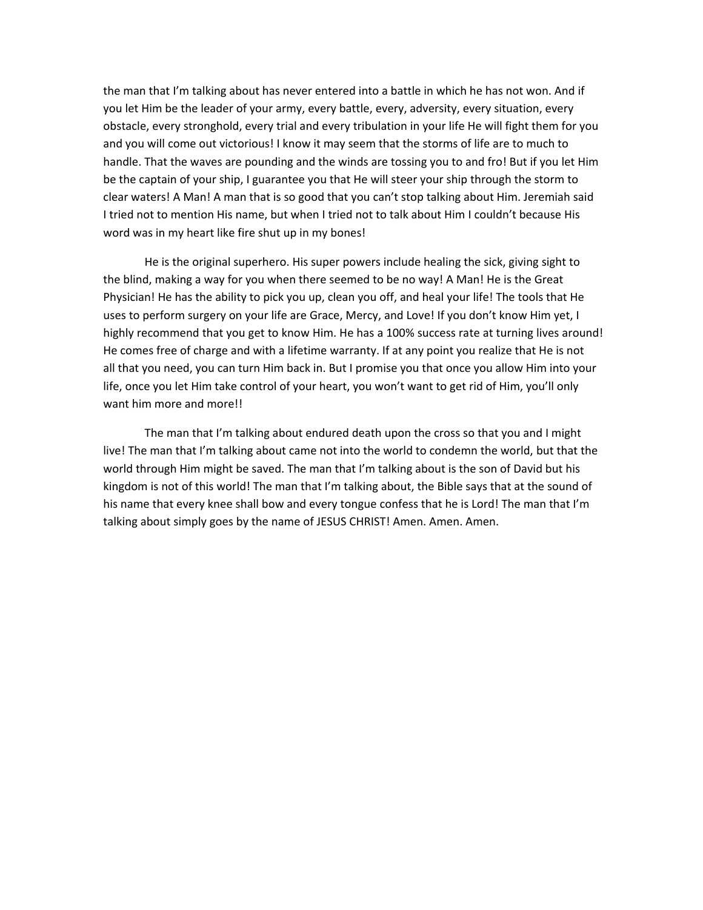the man that I'm talking about has never entered into a battle in which he has not won. And if you let Him be the leader of your army, every battle, every, adversity, every situation, every obstacle, every stronghold, every trial and every tribulation in your life He will fight them for you and you will come out victorious! I know it may seem that the storms of life are to much to handle. That the waves are pounding and the winds are tossing you to and fro! But if you let Him be the captain of your ship, I guarantee you that He will steer your ship through the storm to clear waters! A Man! A man that is so good that you can't stop talking about Him. Jeremiah said I tried not to mention His name, but when I tried not to talk about Him I couldn't because His word was in my heart like fire shut up in my bones!

He is the original superhero. His super powers include healing the sick, giving sight to the blind, making a way for you when there seemed to be no way! A Man! He is the Great Physician! He has the ability to pick you up, clean you off, and heal your life! The tools that He uses to perform surgery on your life are Grace, Mercy, and Love! If you don't know Him yet, I highly recommend that you get to know Him. He has a 100% success rate at turning lives around! He comes free of charge and with a lifetime warranty. If at any point you realize that He is not all that you need, you can turn Him back in. But I promise you that once you allow Him into your life, once you let Him take control of your heart, you won't want to get rid of Him, you'll only want him more and more!!

The man that I'm talking about endured death upon the cross so that you and I might live! The man that I'm talking about came not into the world to condemn the world, but that the world through Him might be saved. The man that I'm talking about is the son of David but his kingdom is not of this world! The man that I'm talking about, the Bible says that at the sound of his name that every knee shall bow and every tongue confess that he is Lord! The man that I'm talking about simply goes by the name of JESUS CHRIST! Amen. Amen. Amen.